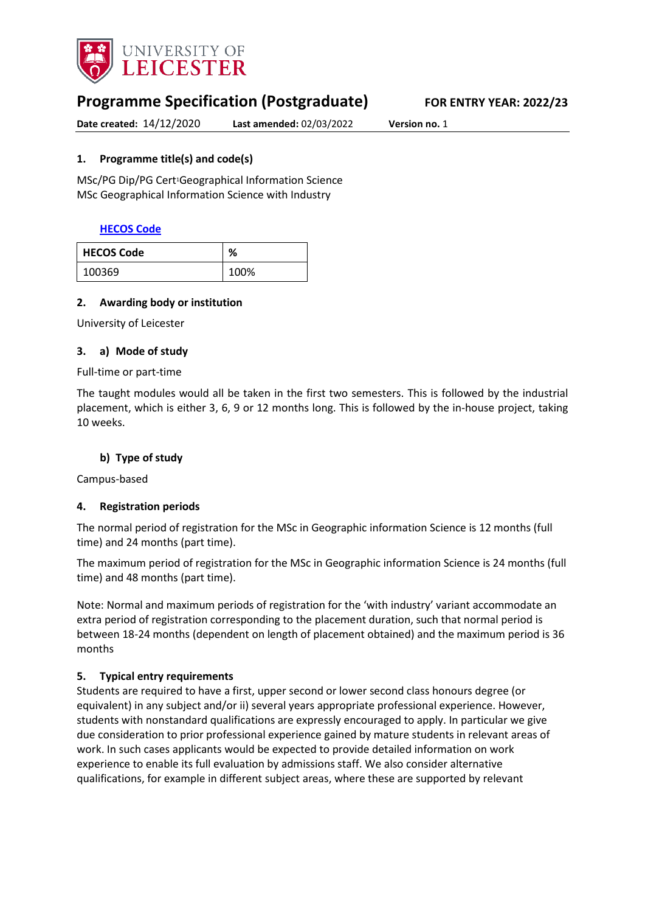UNIVERSITY OF LEICESTER

# Programme Specification (Postgraduate)

**FOR ENTRY YEAR: 2022/23**

**Date created:** 14/12/2020 **Last amended:** 02/03/2022 **Version no.** 1

## 1. Programme title(s) and code(s)

MSc/PG Dip/PG Cert[1] Geographical Information Science
MSc Geographical Information Science with Industry

**HECOS Code**

| HECOS Code | % |
|---|---|
| 100369 | 100% |

## 2. Awarding body or institution

University of Leicester

## 3. a) Mode of study

Full-time or part-time

The taught modules would all be taken in the first two semesters. This is followed by the industrial placement, which is either 3, 6, 9 or 12 months long. This is followed by the in-house project, taking 10 weeks.

### b) Type of study

Campus-based

## 4. Registration periods

The normal period of registration for the MSc in Geographic information Science is 12 months (full time) and 24 months (part time).

The maximum period of registration for the MSc in Geographic information Science is 24 months (full time) and 48 months (part time).

Note: Normal and maximum periods of registration for the 'with industry' variant accommodate an extra period of registration corresponding to the placement duration, such that normal period is between 18-24 months (dependent on length of placement obtained) and the maximum period is 36 months

## 5. Typical entry requirements

Students are required to have a first, upper second or lower second class honours degree (or equivalent) in any subject and/or ii) several years appropriate professional experience. However, students with nonstandard qualifications are expressly encouraged to apply. In particular we give due consideration to prior professional experience gained by mature students in relevant areas of work. In such cases applicants would be expected to provide detailed information on work experience to enable its full evaluation by admissions staff. We also consider alternative qualifications, for example in different subject areas, where these are supported by relevant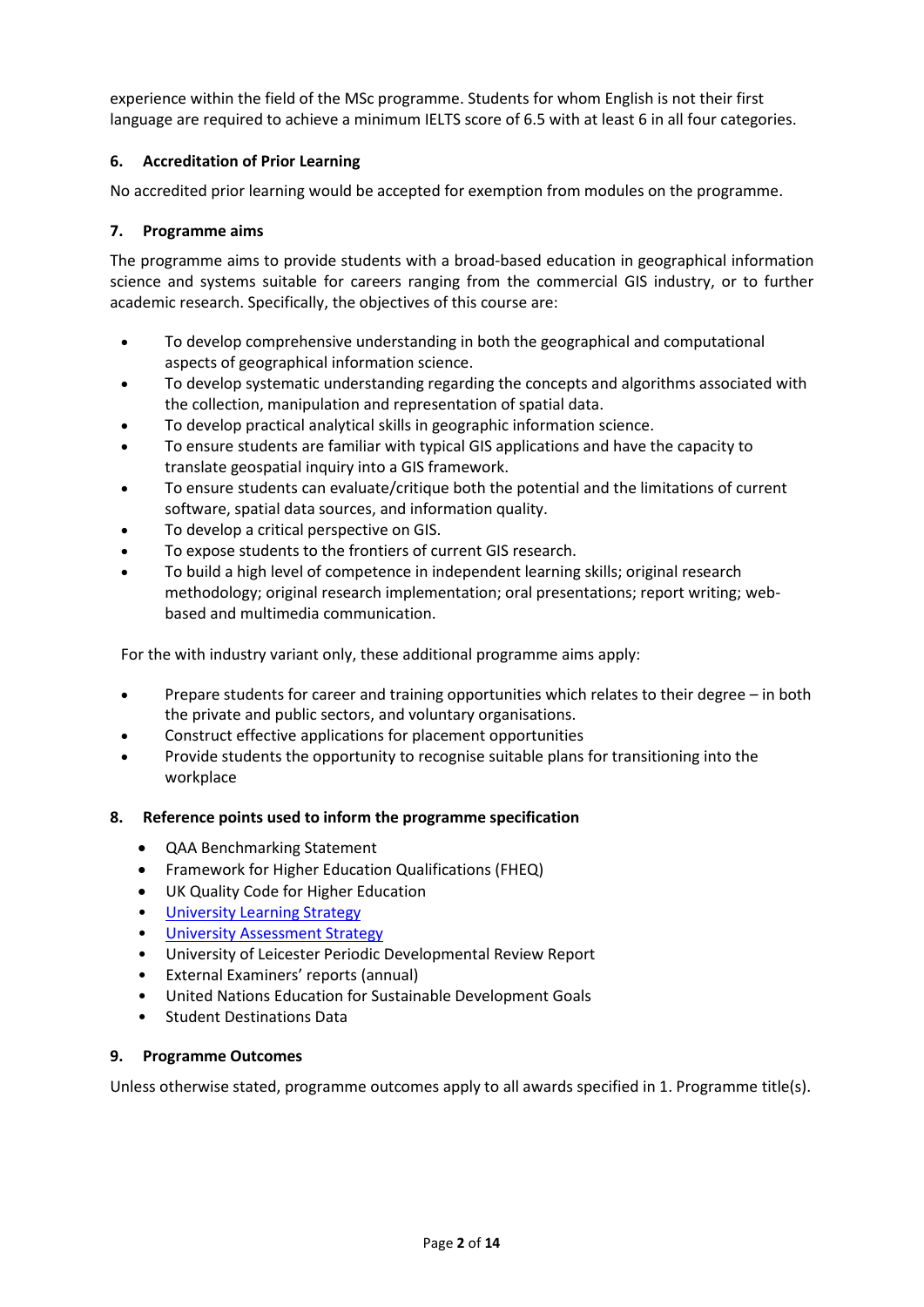experience within the field of the MSc programme. Students for whom English is not their first language are required to achieve a minimum IELTS score of 6.5 with at least 6 in all four categories.

## 6. Accreditation of Prior Learning

No accredited prior learning would be accepted for exemption from modules on the programme.

## 7. Programme aims

The programme aims to provide students with a broad-based education in geographical information science and systems suitable for careers ranging from the commercial GIS industry, or to further academic research. Specifically, the objectives of this course are:

- To develop comprehensive understanding in both the geographical and computational aspects of geographical information science.
- To develop systematic understanding regarding the concepts and algorithms associated with the collection, manipulation and representation of spatial data.
- To develop practical analytical skills in geographic information science.
- To ensure students are familiar with typical GIS applications and have the capacity to translate geospatial inquiry into a GIS framework.
- To ensure students can evaluate/critique both the potential and the limitations of current software, spatial data sources, and information quality.
- To develop a critical perspective on GIS.
- To expose students to the frontiers of current GIS research.
- To build a high level of competence in independent learning skills; original research methodology; original research implementation; oral presentations; report writing; web-based and multimedia communication.

For the with industry variant only, these additional programme aims apply:

- Prepare students for career and training opportunities which relates to their degree – in both the private and public sectors, and voluntary organisations.
- Construct effective applications for placement opportunities
- Provide students the opportunity to recognise suitable plans for transitioning into the workplace

## 8. Reference points used to inform the programme specification

- QAA Benchmarking Statement
- Framework for Higher Education Qualifications (FHEQ)
- UK Quality Code for Higher Education
- University Learning Strategy
- University Assessment Strategy
- University of Leicester Periodic Developmental Review Report
- External Examiners' reports (annual)
- United Nations Education for Sustainable Development Goals
- Student Destinations Data

## 9. Programme Outcomes

Unless otherwise stated, programme outcomes apply to all awards specified in 1. Programme title(s).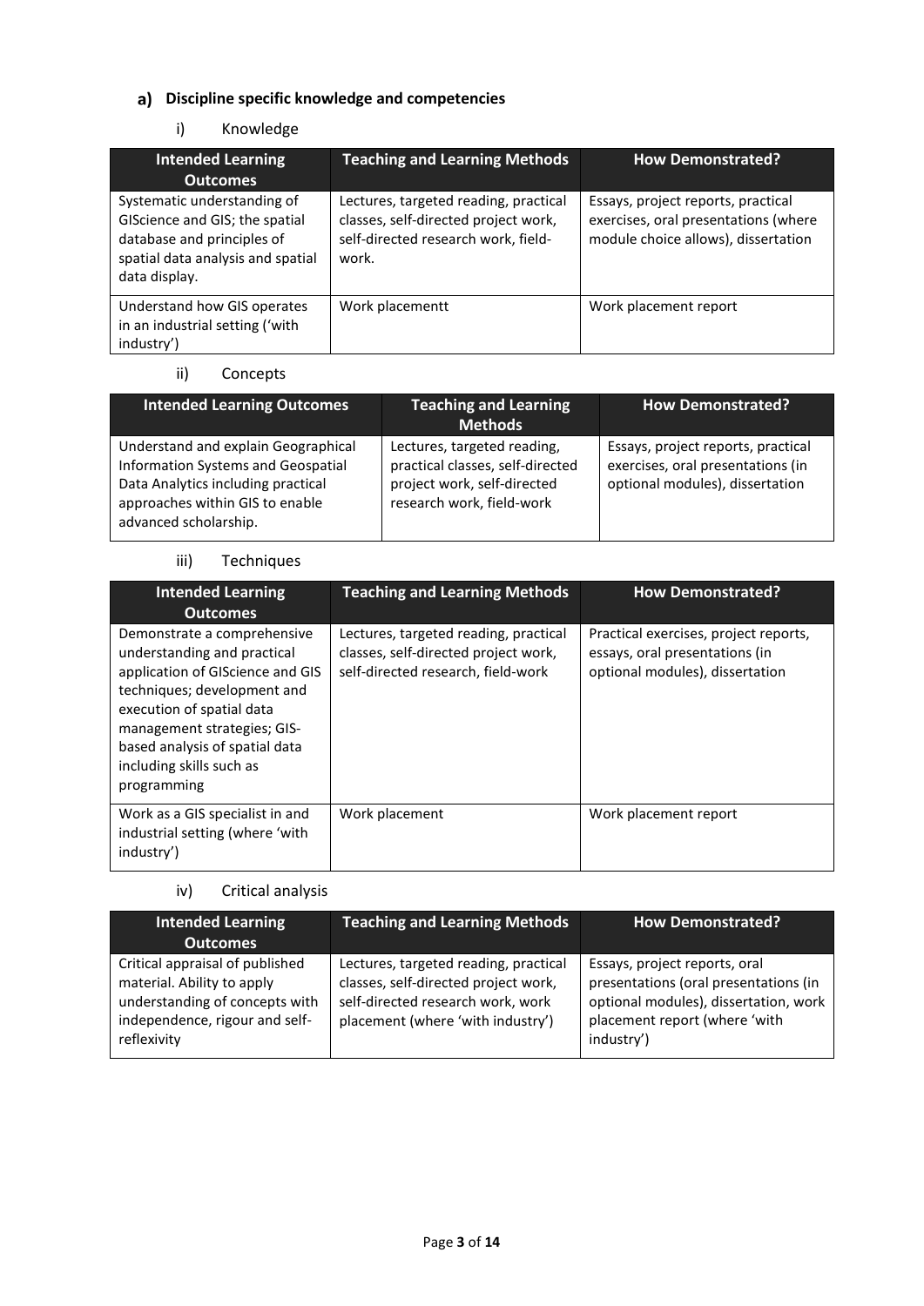## a) Discipline specific knowledge and competencies

### i) Knowledge

| Intended Learning Outcomes | Teaching and Learning Methods | How Demonstrated? |
|---|---|---|
| Systematic understanding of GIScience and GIS; the spatial database and principles of spatial data analysis and spatial data display. | Lectures, targeted reading, practical classes, self-directed project work, self-directed research work, field-work. | Essays, project reports, practical exercises, oral presentations (where module choice allows), dissertation |
| Understand how GIS operates in an industrial setting ('with industry') | Work placementt | Work placement report |

### ii) Concepts

| Intended Learning Outcomes | Teaching and Learning Methods | How Demonstrated? |
|---|---|---|
| Understand and explain Geographical Information Systems and Geospatial Data Analytics including practical approaches within GIS to enable advanced scholarship. | Lectures, targeted reading, practical classes, self-directed project work, self-directed research work, field-work | Essays, project reports, practical exercises, oral presentations (in optional modules), dissertation |

### iii) Techniques

| Intended Learning Outcomes | Teaching and Learning Methods | How Demonstrated? |
|---|---|---|
| Demonstrate a comprehensive understanding and practical application of GIScience and GIS techniques; development and execution of spatial data management strategies; GIS-based analysis of spatial data including skills such as programming | Lectures, targeted reading, practical classes, self-directed project work, self-directed research, field-work | Practical exercises, project reports, essays, oral presentations (in optional modules), dissertation |
| Work as a GIS specialist in and industrial setting (where 'with industry') | Work placement | Work placement report |

### iv) Critical analysis

| Intended Learning Outcomes | Teaching and Learning Methods | How Demonstrated? |
|---|---|---|
| Critical appraisal of published material. Ability to apply understanding of concepts with independence, rigour and self-reflexivity | Lectures, targeted reading, practical classes, self-directed project work, self-directed research work, work placement (where 'with industry') | Essays, project reports, oral presentations (oral presentations (in optional modules), dissertation, work placement report (where 'with industry') |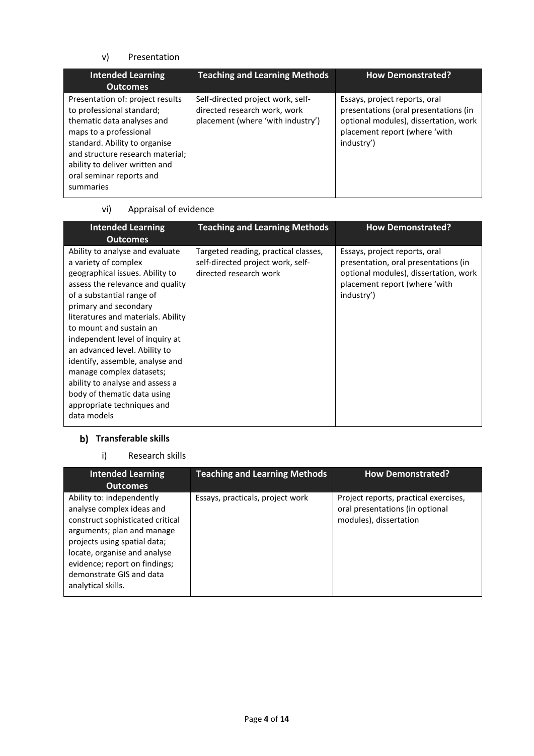v) Presentation

| Intended Learning Outcomes | Teaching and Learning Methods | How Demonstrated? |
| --- | --- | --- |
| Presentation of: project results to professional standard; thematic data analyses and maps to a professional standard. Ability to organise and structure research material; ability to deliver written and oral seminar reports and summaries | Self-directed project work, self-directed research work, work placement (where 'with industry') | Essays, project reports, oral presentations (oral presentations (in optional modules), dissertation, work placement report (where 'with industry') |

vi) Appraisal of evidence

| Intended Learning Outcomes | Teaching and Learning Methods | How Demonstrated? |
| --- | --- | --- |
| Ability to analyse and evaluate a variety of complex geographical issues. Ability to assess the relevance and quality of a substantial range of primary and secondary literatures and materials. Ability to mount and sustain an independent level of inquiry at an advanced level. Ability to identify, assemble, analyse and manage complex datasets; ability to analyse and assess a body of thematic data using appropriate techniques and data models | Targeted reading, practical classes, self-directed project work, self-directed research work | Essays, project reports, oral presentation, oral presentations (in optional modules), dissertation, work placement report (where 'with industry') |

## b) Transferable skills

i) Research skills

| Intended Learning Outcomes | Teaching and Learning Methods | How Demonstrated? |
| --- | --- | --- |
| Ability to: independently analyse complex ideas and construct sophisticated critical arguments; plan and manage projects using spatial data; locate, organise and analyse evidence; report on findings; demonstrate GIS and data analytical skills. | Essays, practicals, project work | Project reports, practical exercises, oral presentations (in optional modules), dissertation |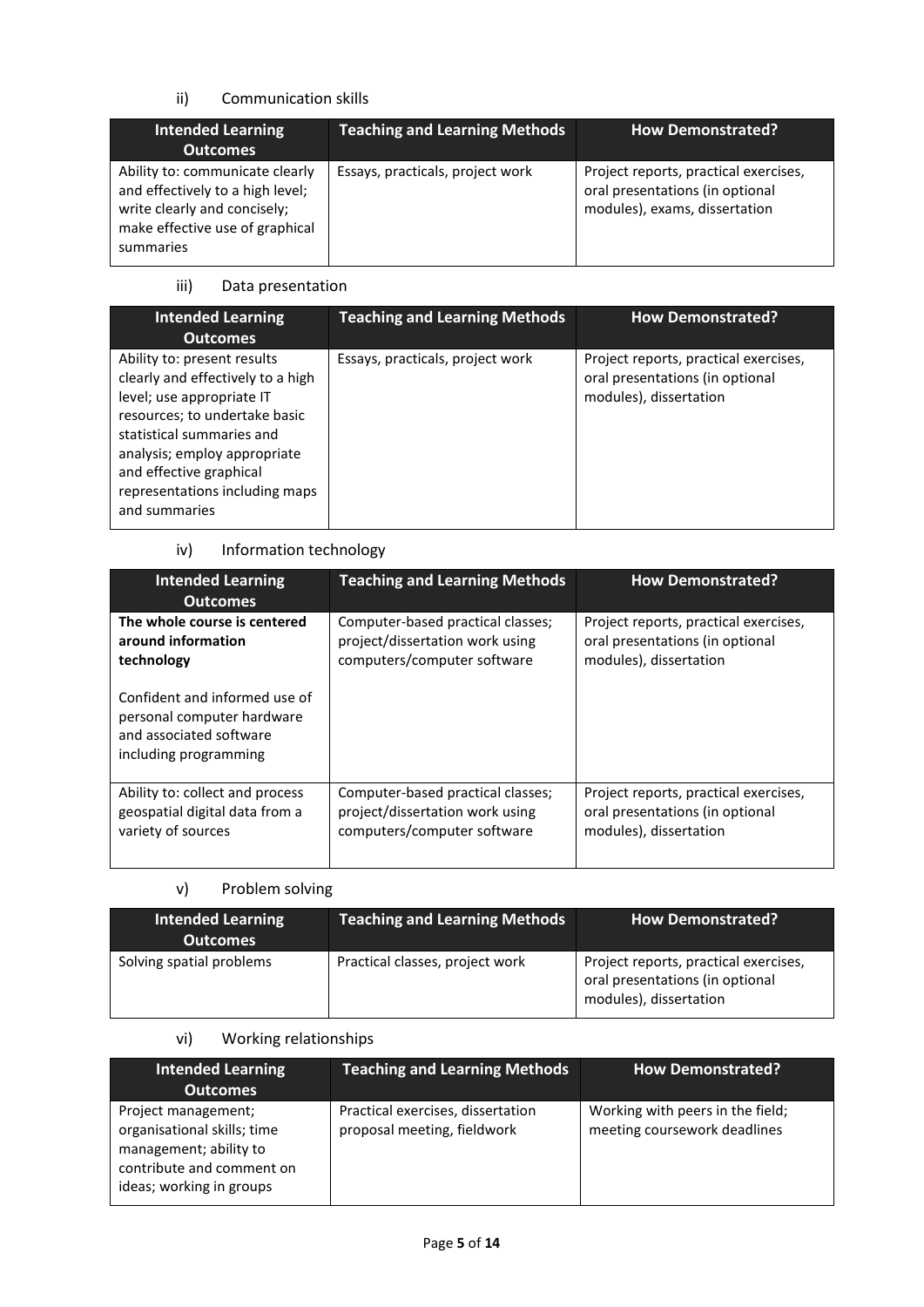ii) Communication skills

| Intended Learning Outcomes | Teaching and Learning Methods | How Demonstrated? |
|---|---|---|
| Ability to: communicate clearly and effectively to a high level; write clearly and concisely; make effective use of graphical summaries | Essays, practicals, project work | Project reports, practical exercises, oral presentations (in optional modules), exams, dissertation |

iii) Data presentation

| Intended Learning Outcomes | Teaching and Learning Methods | How Demonstrated? |
|---|---|---|
| Ability to: present results clearly and effectively to a high level; use appropriate IT resources; to undertake basic statistical summaries and analysis; employ appropriate and effective graphical representations including maps and summaries | Essays, practicals, project work | Project reports, practical exercises, oral presentations (in optional modules), dissertation |

iv) Information technology

| Intended Learning Outcomes | Teaching and Learning Methods | How Demonstrated? |
|---|---|---|
| **The whole course is centered around information technology**<br><br>Confident and informed use of personal computer hardware and associated software including programming | Computer-based practical classes; project/dissertation work using computers/computer software | Project reports, practical exercises, oral presentations (in optional modules), dissertation |
| Ability to: collect and process geospatial digital data from a variety of sources | Computer-based practical classes; project/dissertation work using computers/computer software | Project reports, practical exercises, oral presentations (in optional modules), dissertation |

v) Problem solving

| Intended Learning Outcomes | Teaching and Learning Methods | How Demonstrated? |
|---|---|---|
| Solving spatial problems | Practical classes, project work | Project reports, practical exercises, oral presentations (in optional modules), dissertation |

vi) Working relationships

| Intended Learning Outcomes | Teaching and Learning Methods | How Demonstrated? |
|---|---|---|
| Project management; organisational skills; time management; ability to contribute and comment on ideas; working in groups | Practical exercises, dissertation proposal meeting, fieldwork | Working with peers in the field; meeting coursework deadlines |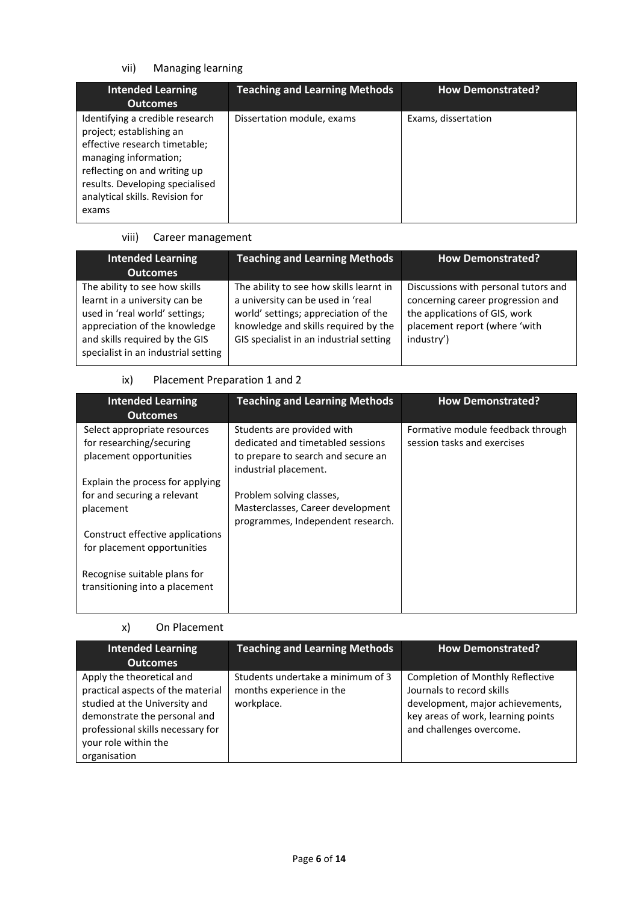### vii) Managing learning

| Intended Learning Outcomes | Teaching and Learning Methods | How Demonstrated? |
|---|---|---|
| Identifying a credible research project; establishing an effective research timetable; managing information; reflecting on and writing up results. Developing specialised analytical skills. Revision for exams | Dissertation module, exams | Exams, dissertation |

### viii) Career management

| Intended Learning Outcomes | Teaching and Learning Methods | How Demonstrated? |
|---|---|---|
| The ability to see how skills learnt in a university can be used in 'real world' settings; appreciation of the knowledge and skills required by the GIS specialist in an industrial setting | The ability to see how skills learnt in a university can be used in 'real world' settings; appreciation of the knowledge and skills required by the GIS specialist in an industrial setting | Discussions with personal tutors and concerning career progression and the applications of GIS, work placement report (where 'with industry') |

### ix) Placement Preparation 1 and 2

| Intended Learning Outcomes | Teaching and Learning Methods | How Demonstrated? |
|---|---|---|
| Select appropriate resources for researching/securing placement opportunities<br><br>Explain the process for applying for and securing a relevant placement<br><br>Construct effective applications for placement opportunities<br><br>Recognise suitable plans for transitioning into a placement | Students are provided with dedicated and timetabled sessions to prepare to search and secure an industrial placement.<br><br>Problem solving classes, Masterclasses, Career development programmes, Independent research. | Formative module feedback through session tasks and exercises |

### x) On Placement

| Intended Learning Outcomes | Teaching and Learning Methods | How Demonstrated? |
|---|---|---|
| Apply the theoretical and practical aspects of the material studied at the University and demonstrate the personal and professional skills necessary for your role within the organisation | Students undertake a minimum of 3 months experience in the workplace. | Completion of Monthly Reflective Journals to record skills development, major achievements, key areas of work, learning points and challenges overcome. |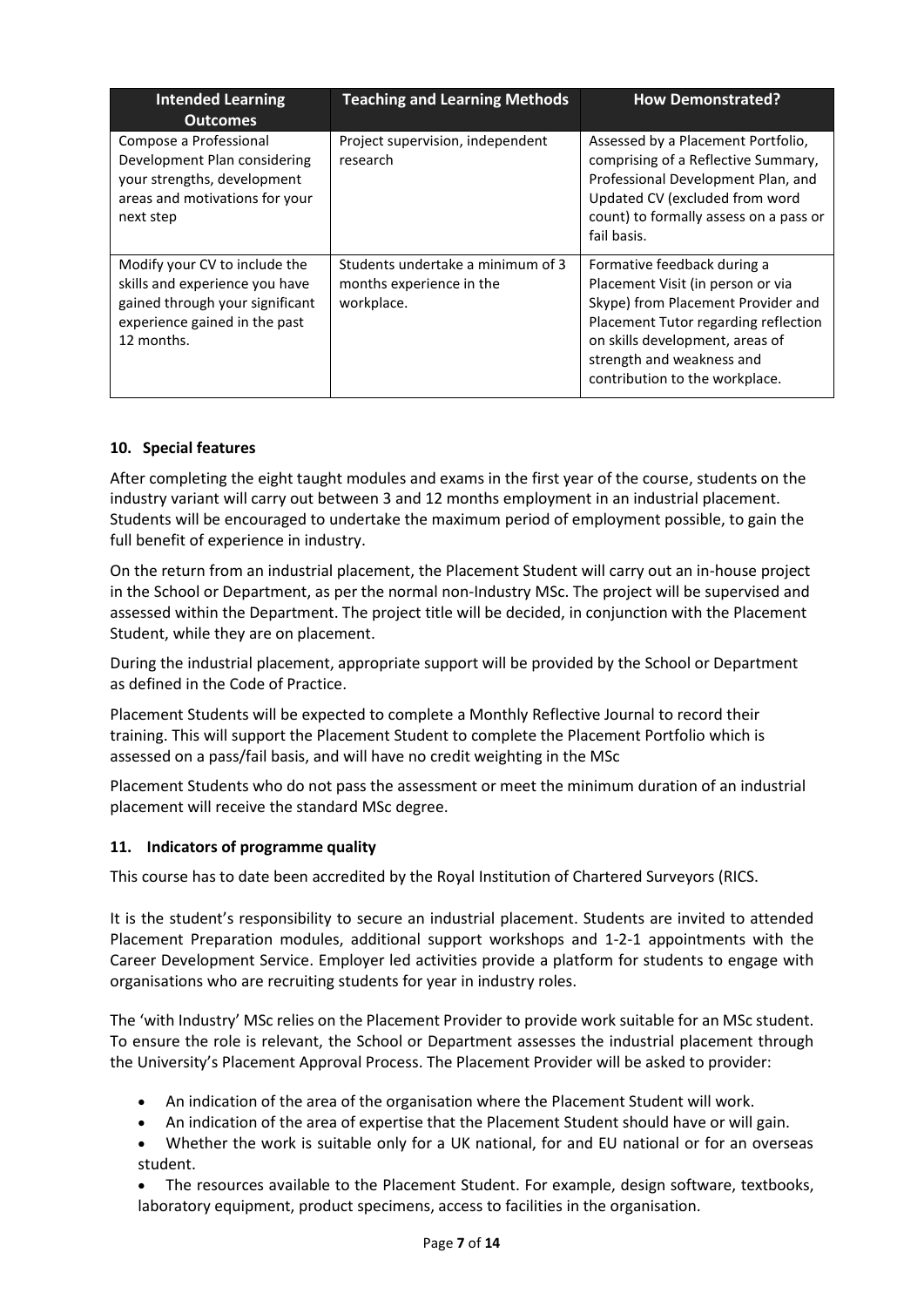| Intended Learning Outcomes | Teaching and Learning Methods | How Demonstrated? |
| --- | --- | --- |
| Compose a Professional Development Plan considering your strengths, development areas and motivations for your next step | Project supervision, independent research | Assessed by a Placement Portfolio, comprising of a Reflective Summary, Professional Development Plan, and Updated CV (excluded from word count) to formally assess on a pass or fail basis. |
| Modify your CV to include the skills and experience you have gained through your significant experience gained in the past 12 months. | Students undertake a minimum of 3 months experience in the workplace. | Formative feedback during a Placement Visit (in person or via Skype) from Placement Provider and Placement Tutor regarding reflection on skills development, areas of strength and weakness and contribution to the workplace. |

### 10. Special features

After completing the eight taught modules and exams in the first year of the course, students on the industry variant will carry out between 3 and 12 months employment in an industrial placement. Students will be encouraged to undertake the maximum period of employment possible, to gain the full benefit of experience in industry.

On the return from an industrial placement, the Placement Student will carry out an in-house project in the School or Department, as per the normal non-Industry MSc. The project will be supervised and assessed within the Department. The project title will be decided, in conjunction with the Placement Student, while they are on placement.

During the industrial placement, appropriate support will be provided by the School or Department as defined in the Code of Practice.

Placement Students will be expected to complete a Monthly Reflective Journal to record their training. This will support the Placement Student to complete the Placement Portfolio which is assessed on a pass/fail basis, and will have no credit weighting in the MSc

Placement Students who do not pass the assessment or meet the minimum duration of an industrial placement will receive the standard MSc degree.

### 11. Indicators of programme quality

This course has to date been accredited by the Royal Institution of Chartered Surveyors (RICS.

It is the student's responsibility to secure an industrial placement. Students are invited to attended Placement Preparation modules, additional support workshops and 1-2-1 appointments with the Career Development Service. Employer led activities provide a platform for students to engage with organisations who are recruiting students for year in industry roles.

The 'with Industry' MSc relies on the Placement Provider to provide work suitable for an MSc student. To ensure the role is relevant, the School or Department assesses the industrial placement through the University's Placement Approval Process. The Placement Provider will be asked to provider:

- An indication of the area of the organisation where the Placement Student will work.
- An indication of the area of expertise that the Placement Student should have or will gain.
- Whether the work is suitable only for a UK national, for and EU national or for an overseas student.
- The resources available to the Placement Student. For example, design software, textbooks, laboratory equipment, product specimens, access to facilities in the organisation.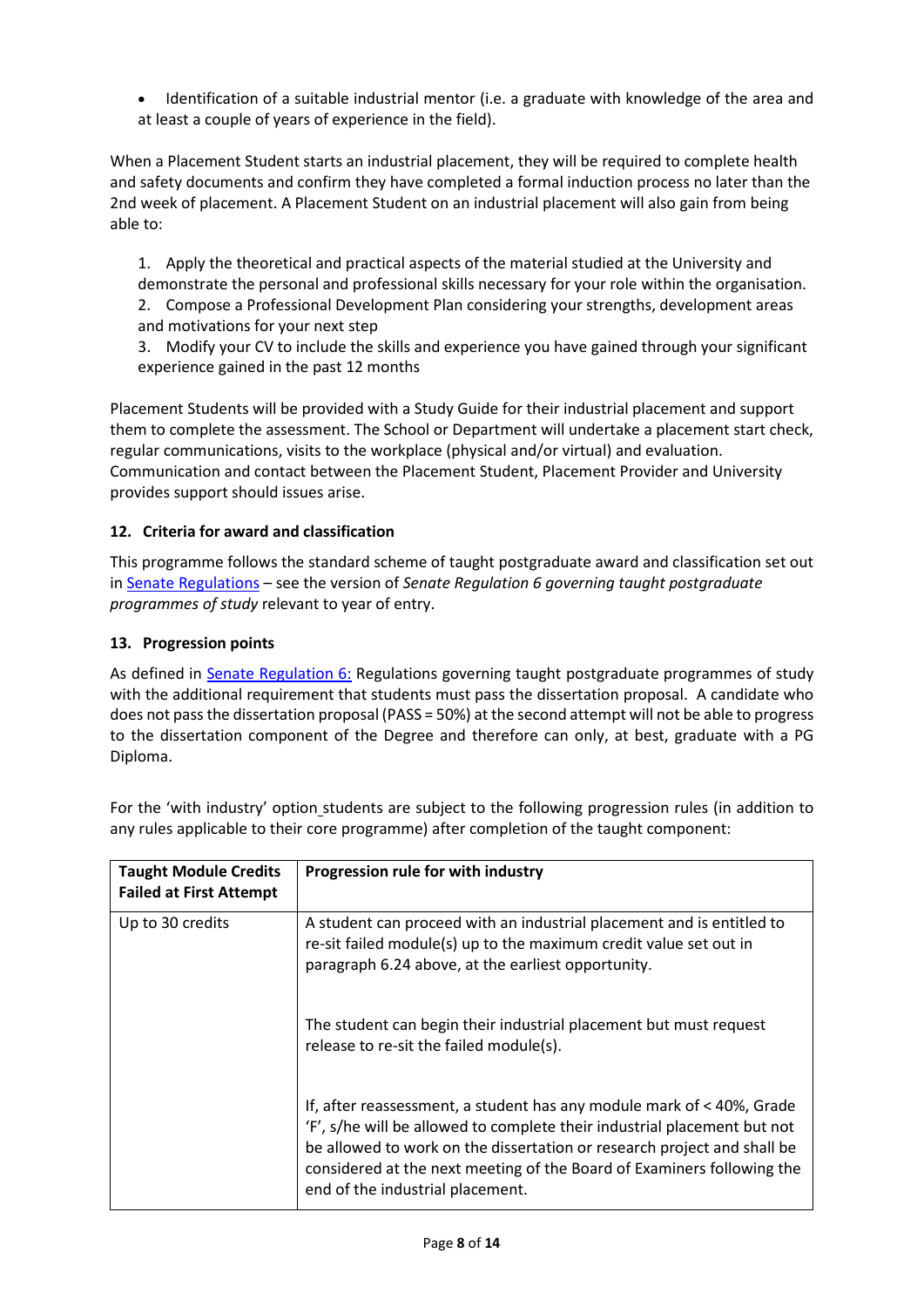- Identification of a suitable industrial mentor (i.e. a graduate with knowledge of the area and at least a couple of years of experience in the field).

When a Placement Student starts an industrial placement, they will be required to complete health and safety documents and confirm they have completed a formal induction process no later than the 2nd week of placement. A Placement Student on an industrial placement will also gain from being able to:

1. Apply the theoretical and practical aspects of the material studied at the University and demonstrate the personal and professional skills necessary for your role within the organisation.
2. Compose a Professional Development Plan considering your strengths, development areas and motivations for your next step
3. Modify your CV to include the skills and experience you have gained through your significant experience gained in the past 12 months

Placement Students will be provided with a Study Guide for their industrial placement and support them to complete the assessment. The School or Department will undertake a placement start check, regular communications, visits to the workplace (physical and/or virtual) and evaluation. Communication and contact between the Placement Student, Placement Provider and University provides support should issues arise.

### 12. Criteria for award and classification

This programme follows the standard scheme of taught postgraduate award and classification set out in Senate Regulations – see the version of *Senate Regulation 6 governing taught postgraduate programmes of study* relevant to year of entry.

### 13. Progression points

As defined in Senate Regulation 6: Regulations governing taught postgraduate programmes of study with the additional requirement that students must pass the dissertation proposal. A candidate who does not pass the dissertation proposal (PASS = 50%) at the second attempt will not be able to progress to the dissertation component of the Degree and therefore can only, at best, graduate with a PG Diploma.

For the 'with industry' option students are subject to the following progression rules (in addition to any rules applicable to their core programme) after completion of the taught component:

| Taught Module Credits Failed at First Attempt | Progression rule for with industry |
|---|---|
| Up to 30 credits | A student can proceed with an industrial placement and is entitled to re-sit failed module(s) up to the maximum credit value set out in paragraph 6.24 above, at the earliest opportunity.<br><br>The student can begin their industrial placement but must request release to re-sit the failed module(s).<br><br>If, after reassessment, a student has any module mark of < 40%, Grade 'F', s/he will be allowed to complete their industrial placement but not be allowed to work on the dissertation or research project and shall be considered at the next meeting of the Board of Examiners following the end of the industrial placement. |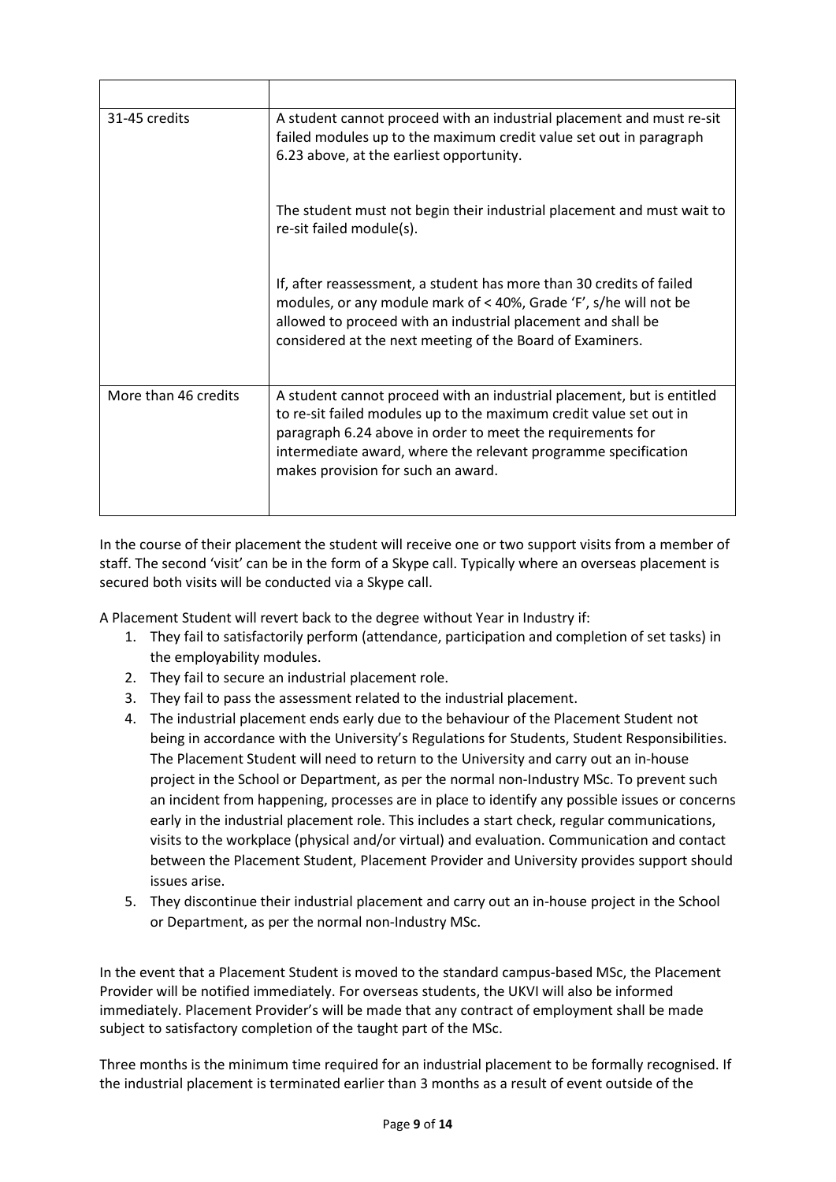| | |
|---|---|
| 31-45 credits | A student cannot proceed with an industrial placement and must re-sit failed modules up to the maximum credit value set out in paragraph 6.23 above, at the earliest opportunity.<br><br>The student must not begin their industrial placement and must wait to re-sit failed module(s).<br><br>If, after reassessment, a student has more than 30 credits of failed modules, or any module mark of < 40%, Grade 'F', s/he will not be allowed to proceed with an industrial placement and shall be considered at the next meeting of the Board of Examiners. |
| More than 46 credits | A student cannot proceed with an industrial placement, but is entitled to re-sit failed modules up to the maximum credit value set out in paragraph 6.24 above in order to meet the requirements for intermediate award, where the relevant programme specification makes provision for such an award. |

In the course of their placement the student will receive one or two support visits from a member of staff. The second 'visit' can be in the form of a Skype call. Typically where an overseas placement is secured both visits will be conducted via a Skype call.

A Placement Student will revert back to the degree without Year in Industry if:

1. They fail to satisfactorily perform (attendance, participation and completion of set tasks) in the employability modules.
2. They fail to secure an industrial placement role.
3. They fail to pass the assessment related to the industrial placement.
4. The industrial placement ends early due to the behaviour of the Placement Student not being in accordance with the University's Regulations for Students, Student Responsibilities. The Placement Student will need to return to the University and carry out an in-house project in the School or Department, as per the normal non-Industry MSc. To prevent such an incident from happening, processes are in place to identify any possible issues or concerns early in the industrial placement role. This includes a start check, regular communications, visits to the workplace (physical and/or virtual) and evaluation. Communication and contact between the Placement Student, Placement Provider and University provides support should issues arise.
5. They discontinue their industrial placement and carry out an in-house project in the School or Department, as per the normal non-Industry MSc.

In the event that a Placement Student is moved to the standard campus-based MSc, the Placement Provider will be notified immediately. For overseas students, the UKVI will also be informed immediately. Placement Provider's will be made that any contract of employment shall be made subject to satisfactory completion of the taught part of the MSc.

Three months is the minimum time required for an industrial placement to be formally recognised. If the industrial placement is terminated earlier than 3 months as a result of event outside of the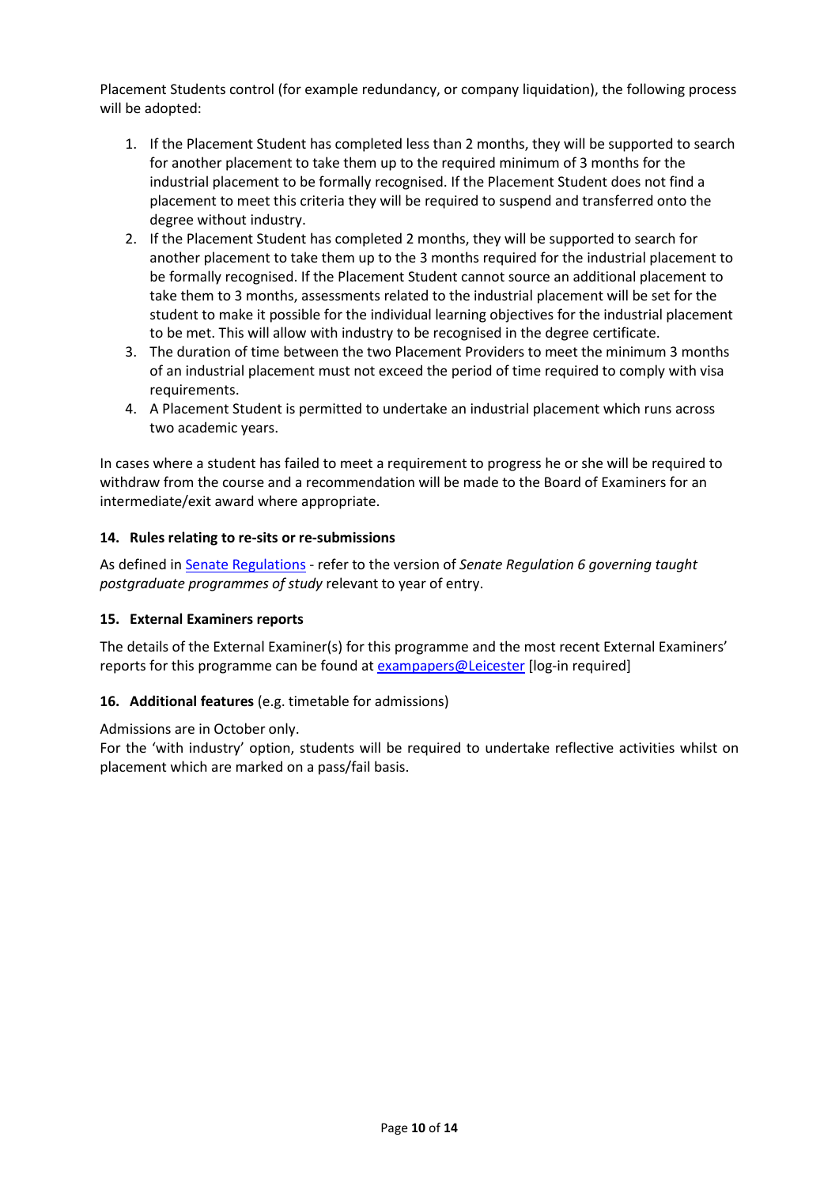Placement Students control (for example redundancy, or company liquidation), the following process will be adopted:

1. If the Placement Student has completed less than 2 months, they will be supported to search for another placement to take them up to the required minimum of 3 months for the industrial placement to be formally recognised. If the Placement Student does not find a placement to meet this criteria they will be required to suspend and transferred onto the degree without industry.
2. If the Placement Student has completed 2 months, they will be supported to search for another placement to take them up to the 3 months required for the industrial placement to be formally recognised. If the Placement Student cannot source an additional placement to take them to 3 months, assessments related to the industrial placement will be set for the student to make it possible for the individual learning objectives for the industrial placement to be met. This will allow with industry to be recognised in the degree certificate.
3. The duration of time between the two Placement Providers to meet the minimum 3 months of an industrial placement must not exceed the period of time required to comply with visa requirements.
4. A Placement Student is permitted to undertake an industrial placement which runs across two academic years.

In cases where a student has failed to meet a requirement to progress he or she will be required to withdraw from the course and a recommendation will be made to the Board of Examiners for an intermediate/exit award where appropriate.

### 14. Rules relating to re-sits or re-submissions

As defined in Senate Regulations - refer to the version of *Senate Regulation 6 governing taught postgraduate programmes of study* relevant to year of entry.

### 15. External Examiners reports

The details of the External Examiner(s) for this programme and the most recent External Examiners' reports for this programme can be found at exampapers@Leicester [log-in required]

### 16. Additional features (e.g. timetable for admissions)

Admissions are in October only.

For the 'with industry' option, students will be required to undertake reflective activities whilst on placement which are marked on a pass/fail basis.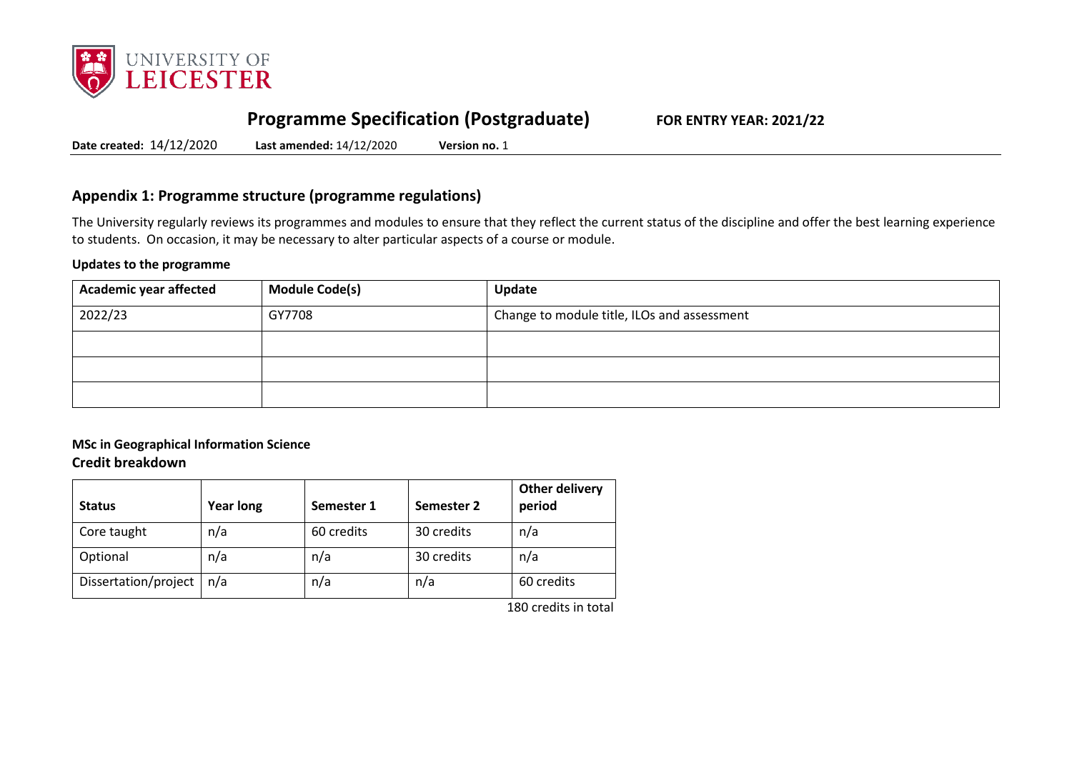# Programme Specification (Postgraduate)

**FOR ENTRY YEAR: 2021/22**

**Date created:** 14/12/2020 **Last amended:** 14/12/2020 **Version no.** 1

## Appendix 1: Programme structure (programme regulations)

The University regularly reviews its programmes and modules to ensure that they reflect the current status of the discipline and offer the best learning experience to students. On occasion, it may be necessary to alter particular aspects of a course or module.

**Updates to the programme**

| Academic year affected | Module Code(s) | Update |
|---|---|---|
| 2022/23 | GY7708 | Change to module title, ILOs and assessment |
| | | |
| | | |
| | | |

**MSc in Geographical Information Science**

**Credit breakdown**

| Status | Year long | Semester 1 | Semester 2 | Other delivery period |
|---|---|---|---|---|
| Core taught | n/a | 60 credits | 30 credits | n/a |
| Optional | n/a | n/a | 30 credits | n/a |
| Dissertation/project | n/a | n/a | n/a | 60 credits |

180 credits in total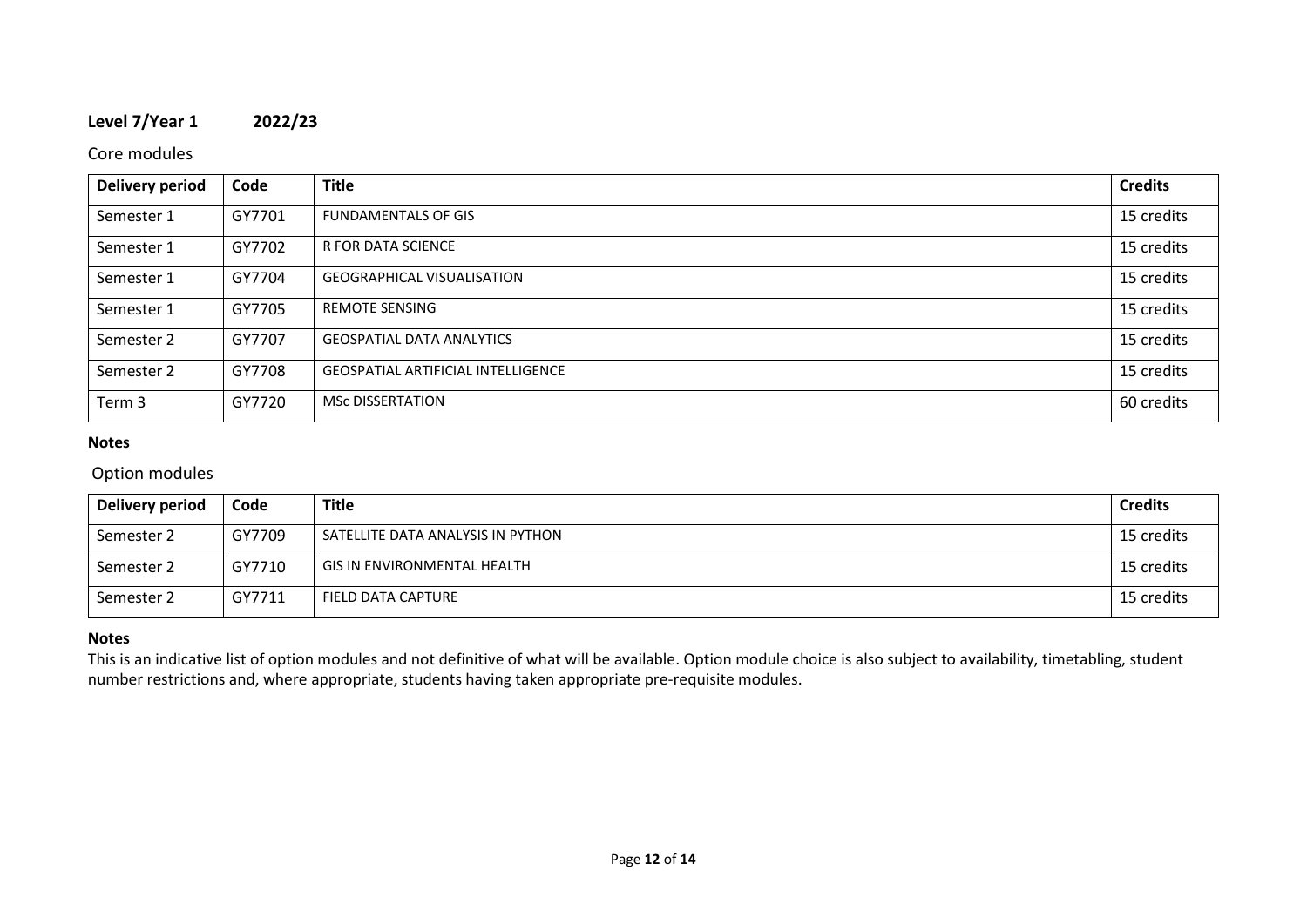**Level 7/Year 1 2022/23**

Core modules

| Delivery period | Code | Title | Credits |
|---|---|---|---|
| Semester 1 | GY7701 | FUNDAMENTALS OF GIS | 15 credits |
| Semester 1 | GY7702 | R FOR DATA SCIENCE | 15 credits |
| Semester 1 | GY7704 | GEOGRAPHICAL VISUALISATION | 15 credits |
| Semester 1 | GY7705 | REMOTE SENSING | 15 credits |
| Semester 2 | GY7707 | GEOSPATIAL DATA ANALYTICS | 15 credits |
| Semester 2 | GY7708 | GEOSPATIAL ARTIFICIAL INTELLIGENCE | 15 credits |
| Term 3 | GY7720 | MSc DISSERTATION | 60 credits |

**Notes**

Option modules

| Delivery period | Code | Title | Credits |
|---|---|---|---|
| Semester 2 | GY7709 | SATELLITE DATA ANALYSIS IN PYTHON | 15 credits |
| Semester 2 | GY7710 | GIS IN ENVIRONMENTAL HEALTH | 15 credits |
| Semester 2 | GY7711 | FIELD DATA CAPTURE | 15 credits |

**Notes**

This is an indicative list of option modules and not definitive of what will be available. Option module choice is also subject to availability, timetabling, student number restrictions and, where appropriate, students having taken appropriate pre-requisite modules.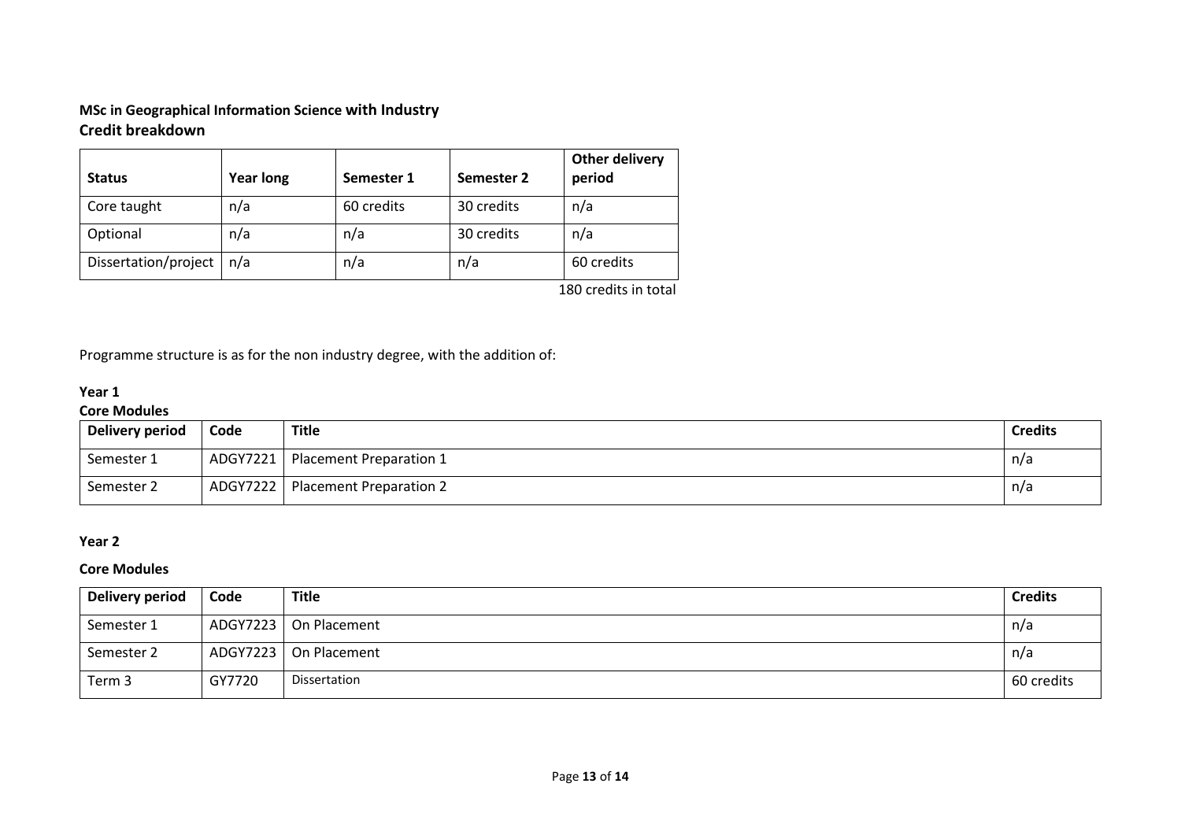## MSc in Geographical Information Science with Industry

### Credit breakdown

| Status | Year long | Semester 1 | Semester 2 | Other delivery period |
|---|---|---|---|---|
| Core taught | n/a | 60 credits | 30 credits | n/a |
| Optional | n/a | n/a | 30 credits | n/a |
| Dissertation/project | n/a | n/a | n/a | 60 credits |

180 credits in total

Programme structure is as for the non industry degree, with the addition of:

**Year 1**

**Core Modules**

| Delivery period | Code | Title | Credits |
|---|---|---|---|
| Semester 1 | ADGY7221 | Placement Preparation 1 | n/a |
| Semester 2 | ADGY7222 | Placement Preparation 2 | n/a |

**Year 2**

**Core Modules**

| Delivery period | Code | Title | Credits |
|---|---|---|---|
| Semester 1 | ADGY7223 | On Placement | n/a |
| Semester 2 | ADGY7223 | On Placement | n/a |
| Term 3 | GY7720 | Dissertation | 60 credits |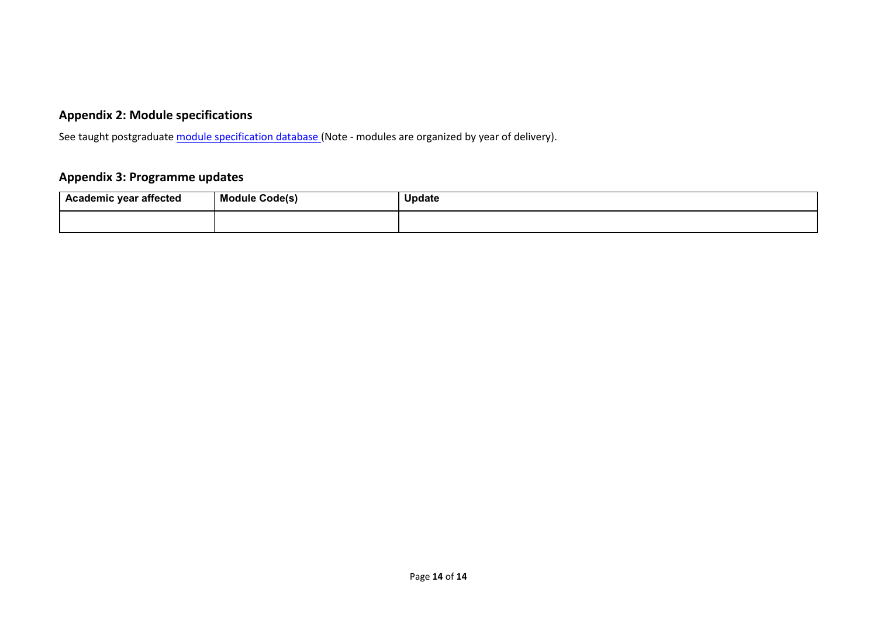## Appendix 2: Module specifications

See taught postgraduate module specification database (Note - modules are organized by year of delivery).

## Appendix 3: Programme updates

| Academic year affected | Module Code(s) | Update |
|---|---|---|
| | | |